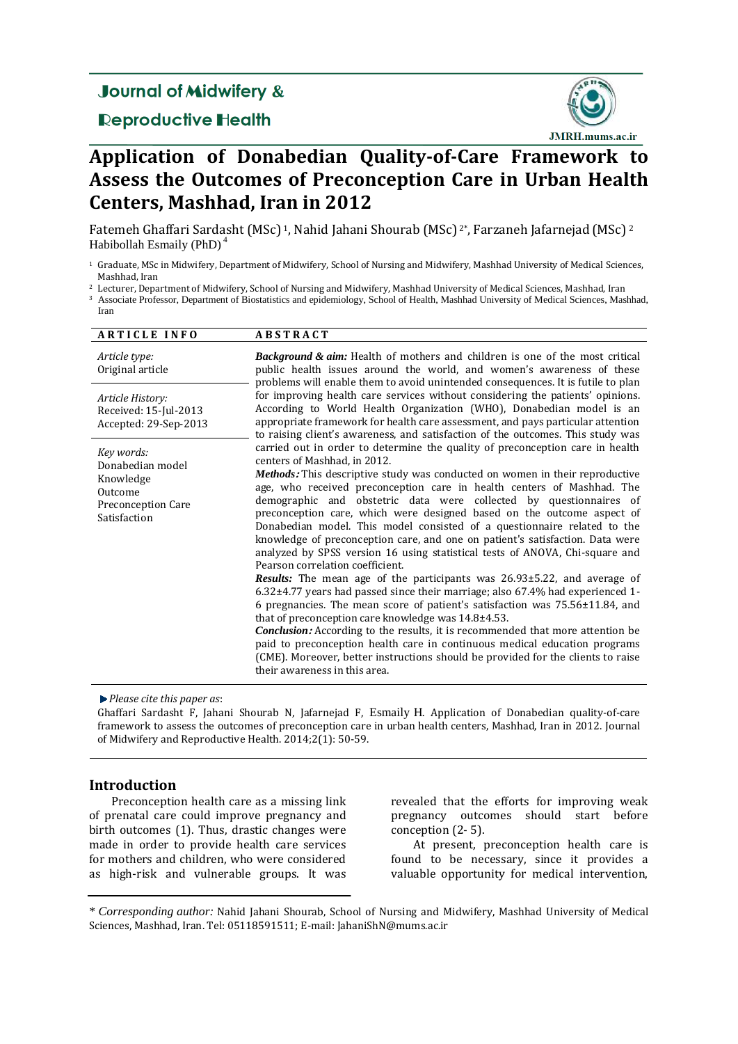Journal of Midwifery & Reproductive Health

JMRH.mums.ac.ir

# Application of Donabedian Quality-of-Care Framework to Assess the Outcomes of Preconception Care in Urban Health Centers, Mashhad, Iran in 2012

Fatemeh Ghaffari Sardasht (MSc) [1], Nahid Jahani Shourab (MSc) [2*], Farzaneh Jafarnejad (MSc) [2]
Habibollah Esmaily (PhD) [4]

[1] Graduate, MSc in Midwifery, Department of Midwifery, School of Nursing and Midwifery, Mashhad University of Medical Sciences, Mashhad, Iran

[2] Lecturer, Department of Midwifery, School of Nursing and Midwifery, Mashhad University of Medical Sciences, Mashhad, Iran

[3] Associate Professor, Department of Biostatistics and epidemiology, School of Health, Mashhad University of Medical Sciences, Mashhad, Iran

## ARTICLE INFO

*Article type:*
Original article

*Article History:*
Received: 15-Jul-2013
Accepted: 29-Sep-2013

*Key words:*
Donabedian model
Knowledge
Outcome
Preconception Care
Satisfaction

## ABSTRACT

***Background & aim:*** Health of mothers and children is one of the most critical public health issues around the world, and women's awareness of these problems will enable them to avoid unintended consequences. It is futile to plan for improving health care services without considering the patients' opinions. According to World Health Organization (WHO), Donabedian model is an appropriate framework for health care assessment, and pays particular attention to raising client's awareness, and satisfaction of the outcomes. This study was carried out in order to determine the quality of preconception care in health centers of Mashhad, in 2012.

***Methods:*** This descriptive study was conducted on women in their reproductive age, who received preconception care in health centers of Mashhad. The demographic and obstetric data were collected by questionnaires of preconception care, which were designed based on the outcome aspect of Donabedian model. This model consisted of a questionnaire related to the knowledge of preconception care, and one on patient's satisfaction. Data were analyzed by SPSS version 16 using statistical tests of ANOVA, Chi-square and Pearson correlation coefficient.

***Results:*** The mean age of the participants was 26.93±5.22, and average of 6.32±4.77 years had passed since their marriage; also 67.4% had experienced 1-6 pregnancies. The mean score of patient's satisfaction was 75.56±11.84, and that of preconception care knowledge was 14.8±4.53.

***Conclusion:*** According to the results, it is recommended that more attention be paid to preconception health care in continuous medical education programs (CME). Moreover, better instructions should be provided for the clients to raise their awareness in this area.

*Please cite this paper as*:
Ghaffari Sardasht F, Jahani Shourab N, Jafarnejad F, Esmaily H. Application of Donabedian quality-of-care framework to assess the outcomes of preconception care in urban health centers, Mashhad, Iran in 2012. Journal of Midwifery and Reproductive Health. 2014;2(1): 50-59.

## Introduction

Preconception health care as a missing link of prenatal care could improve pregnancy and birth outcomes (1). Thus, drastic changes were made in order to provide health care services for mothers and children, who were considered as high-risk and vulnerable groups. It was revealed that the efforts for improving weak pregnancy outcomes should start before conception (2- 5).

At present, preconception health care is found to be necessary, since it provides a valuable opportunity for medical intervention,

\* *Corresponding author:* Nahid Jahani Shourab, School of Nursing and Midwifery, Mashhad University of Medical Sciences, Mashhad, Iran. Tel: 05118591511; E-mail: JahaniShN@mums.ac.ir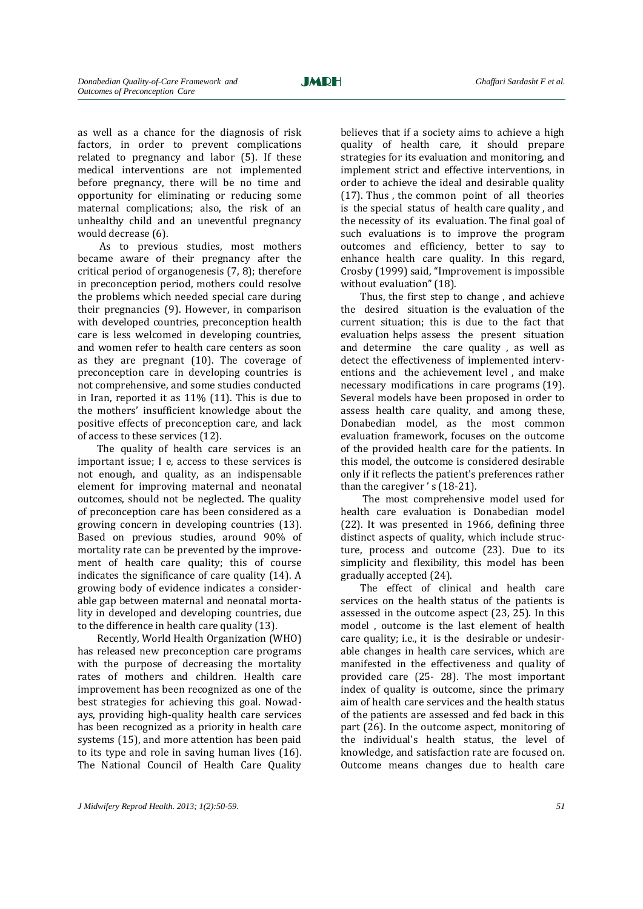as well as a chance for the diagnosis of risk factors, in order to prevent complications related to pregnancy and labor (5). If these medical interventions are not implemented before pregnancy, there will be no time and opportunity for eliminating or reducing some maternal complications; also, the risk of an unhealthy child and an uneventful pregnancy would decrease (6).

As to previous studies, most mothers became aware of their pregnancy after the critical period of organogenesis (7, 8); therefore in preconception period, mothers could resolve the problems which needed special care during their pregnancies (9). However, in comparison with developed countries, preconception health care is less welcomed in developing countries, and women refer to health care centers as soon as they are pregnant (10). The coverage of preconception care in developing countries is not comprehensive, and some studies conducted in Iran, reported it as 11% (11). This is due to the mothers' insufficient knowledge about the positive effects of preconception care, and lack of access to these services (12).

The quality of health care services is an important issue; I e, access to these services is not enough, and quality, as an indispensable element for improving maternal and neonatal outcomes, should not be neglected. The quality of preconception care has been considered as a growing concern in developing countries (13). Based on previous studies, around 90% of mortality rate can be prevented by the improvement of health care quality; this of course indicates the significance of care quality (14). A growing body of evidence indicates a considerable gap between maternal and neonatal mortality in developed and developing countries, due to the difference in health care quality (13).

Recently, World Health Organization (WHO) has released new preconception care programs with the purpose of decreasing the mortality rates of mothers and children. Health care improvement has been recognized as one of the best strategies for achieving this goal. Nowadays, providing high-quality health care services has been recognized as a priority in health care systems (15), and more attention has been paid to its type and role in saving human lives (16). The National Council of Health Care Quality believes that if a society aims to achieve a high quality of health care, it should prepare strategies for its evaluation and monitoring, and implement strict and effective interventions, in order to achieve the ideal and desirable quality (17). Thus , the common point of all theories is the special status of health care quality , and the necessity of its evaluation. The final goal of such evaluations is to improve the program outcomes and efficiency, better to say to enhance health care quality. In this regard, Crosby (1999) said, "Improvement is impossible without evaluation" (18).

Thus, the first step to change , and achieve the desired situation is the evaluation of the current situation; this is due to the fact that evaluation helps assess the present situation and determine the care quality , as well as detect the effectiveness of implemented interventions and the achievement level , and make necessary modifications in care programs (19). Several models have been proposed in order to assess health care quality, and among these, Donabedian model, as the most common evaluation framework, focuses on the outcome of the provided health care for the patients. In this model, the outcome is considered desirable only if it reflects the patient's preferences rather than the caregiver ' s (18-21).

The most comprehensive model used for health care evaluation is Donabedian model (22). It was presented in 1966, defining three distinct aspects of quality, which include structure, process and outcome (23). Due to its simplicity and flexibility, this model has been gradually accepted (24).

The effect of clinical and health care services on the health status of the patients is assessed in the outcome aspect (23, 25). In this model , outcome is the last element of health care quality; i.e., it is the desirable or undesirable changes in health care services, which are manifested in the effectiveness and quality of provided care (25- 28). The most important index of quality is outcome, since the primary aim of health care services and the health status of the patients are assessed and fed back in this part (26). In the outcome aspect, monitoring of the individual's health status, the level of knowledge, and satisfaction rate are focused on. Outcome means changes due to health care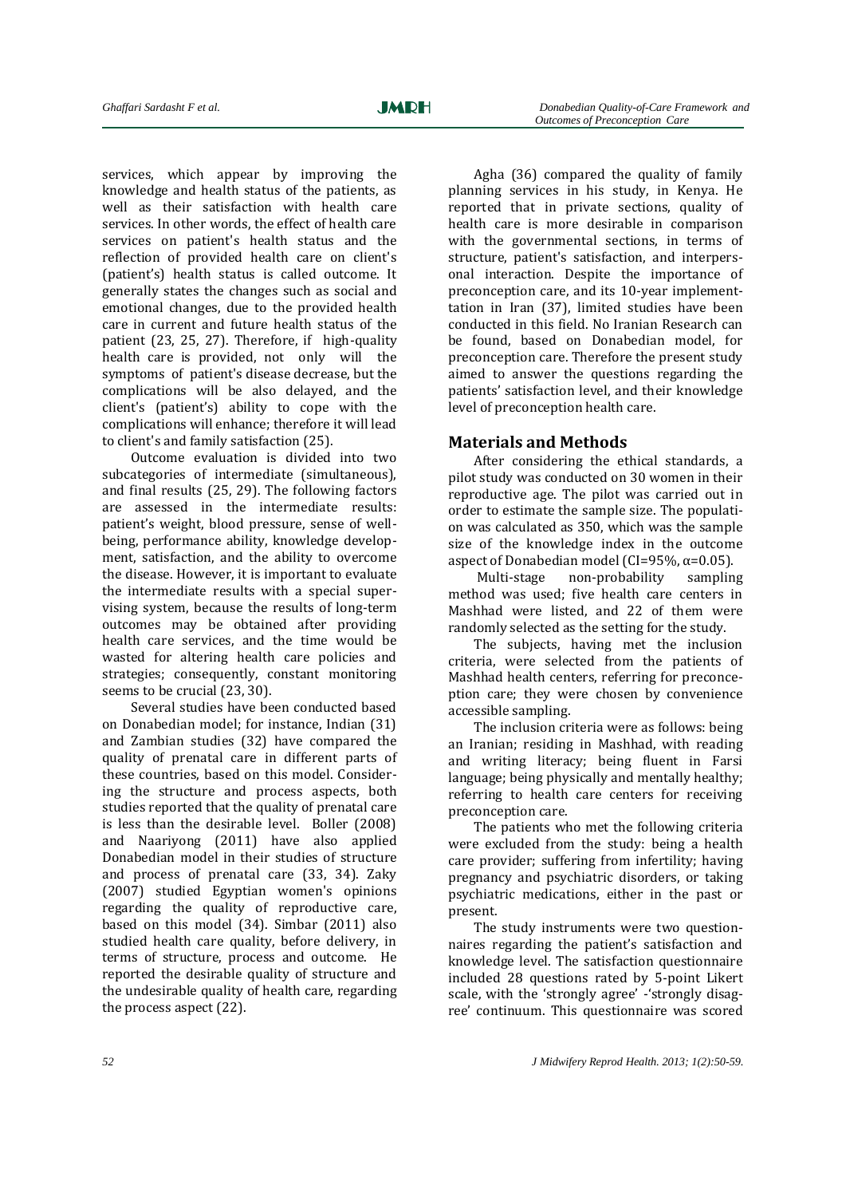services, which appear by improving the knowledge and health status of the patients, as well as their satisfaction with health care services. In other words, the effect of health care services on patient's health status and the reflection of provided health care on client's (patient's) health status is called outcome. It generally states the changes such as social and emotional changes, due to the provided health care in current and future health status of the patient (23, 25, 27). Therefore, if high-quality health care is provided, not only will the symptoms of patient's disease decrease, but the complications will be also delayed, and the client's (patient's) ability to cope with the complications will enhance; therefore it will lead to client's and family satisfaction (25).

Outcome evaluation is divided into two subcategories of intermediate (simultaneous), and final results (25, 29). The following factors are assessed in the intermediate results: patient's weight, blood pressure, sense of well-being, performance ability, knowledge development, satisfaction, and the ability to overcome the disease. However, it is important to evaluate the intermediate results with a special supervising system, because the results of long-term outcomes may be obtained after providing health care services, and the time would be wasted for altering health care policies and strategies; consequently, constant monitoring seems to be crucial (23, 30).

Several studies have been conducted based on Donabedian model; for instance, Indian (31) and Zambian studies (32) have compared the quality of prenatal care in different parts of these countries, based on this model. Considering the structure and process aspects, both studies reported that the quality of prenatal care is less than the desirable level. Boller (2008) and Naariyong (2011) have also applied Donabedian model in their studies of structure and process of prenatal care (33, 34). Zaky (2007) studied Egyptian women's opinions regarding the quality of reproductive care, based on this model (34). Simbar (2011) also studied health care quality, before delivery, in terms of structure, process and outcome. He reported the desirable quality of structure and the undesirable quality of health care, regarding the process aspect (22).

Agha (36) compared the quality of family planning services in his study, in Kenya. He reported that in private sections, quality of health care is more desirable in comparison with the governmental sections, in terms of structure, patient's satisfaction, and interpersonal interaction. Despite the importance of preconception care, and its 10-year implementtation in Iran (37), limited studies have been conducted in this field. No Iranian Research can be found, based on Donabedian model, for preconception care. Therefore the present study aimed to answer the questions regarding the patients' satisfaction level, and their knowledge level of preconception health care.

## Materials and Methods

After considering the ethical standards, a pilot study was conducted on 30 women in their reproductive age. The pilot was carried out in order to estimate the sample size. The population was calculated as 350, which was the sample size of the knowledge index in the outcome aspect of Donabedian model (CI=95%, $\alpha$=0.05).

Multi-stage non-probability sampling method was used; five health care centers in Mashhad were listed, and 22 of them were randomly selected as the setting for the study.

The subjects, having met the inclusion criteria, were selected from the patients of Mashhad health centers, referring for preconception care; they were chosen by convenience accessible sampling.

The inclusion criteria were as follows: being an Iranian; residing in Mashhad, with reading and writing literacy; being fluent in Farsi language; being physically and mentally healthy; referring to health care centers for receiving preconception care.

The patients who met the following criteria were excluded from the study: being a health care provider; suffering from infertility; having pregnancy and psychiatric disorders, or taking psychiatric medications, either in the past or present.

The study instruments were two questionnaires regarding the patient's satisfaction and knowledge level. The satisfaction questionnaire included 28 questions rated by 5-point Likert scale, with the 'strongly agree' -'strongly disagree' continuum. This questionnaire was scored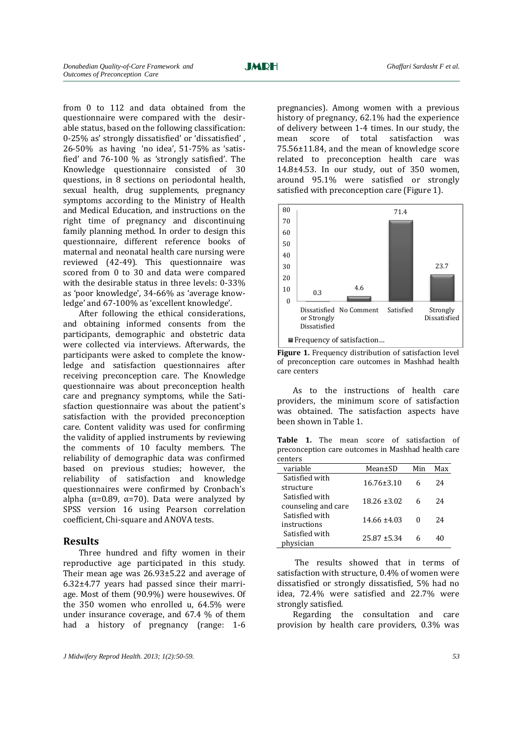from 0 to 112 and data obtained from the questionnaire were compared with the desirable status, based on the following classification: 0-25% as' strongly dissatisfied' or 'dissatisfied' , 26-50% as having 'no idea', 51-75% as 'satisfied' and 76-100 % as 'strongly satisfied'. The Knowledge questionnaire consisted of 30 questions, in 8 sections on periodontal health, sexual health, drug supplements, pregnancy symptoms according to the Ministry of Health and Medical Education, and instructions on the right time of pregnancy and discontinuing family planning method. In order to design this questionnaire, different reference books of maternal and neonatal health care nursing were reviewed (42-49). This questionnaire was scored from 0 to 30 and data were compared with the desirable status in three levels: 0-33% as 'poor knowledge', 34-66% as 'average knowledge' and 67-100% as 'excellent knowledge'.

After following the ethical considerations, and obtaining informed consents from the participants, demographic and obstetric data were collected via interviews. Afterwards, the participants were asked to complete the knowledge and satisfaction questionnaires after receiving preconception care. The Knowledge questionnaire was about preconception health care and pregnancy symptoms, while the Satisfaction questionnaire was about the patient's satisfaction with the provided preconception care. Content validity was used for confirming the validity of applied instruments by reviewing the comments of 10 faculty members. The reliability of demographic data was confirmed based on previous studies; however, the reliability of satisfaction and knowledge questionnaires were confirmed by Cronbach's alpha (α=0.89, α=70). Data were analyzed by SPSS version 16 using Pearson correlation coefficient, Chi-square and ANOVA tests.

## Results

Three hundred and fifty women in their reproductive age participated in this study. Their mean age was 26.93±5.22 and average of 6.32±4.77 years had passed since their marriage. Most of them (90.9%) were housewives. Of the 350 women who enrolled u, 64.5% were under insurance coverage, and 67.4 % of them had a history of pregnancy (range: 1-6 pregnancies). Among women with a previous history of pregnancy, 62.1% had the experience of delivery between 1-4 times. In our study, the mean score of total satisfaction was 75.56±11.84, and the mean of knowledge score related to preconception health care was 14.8±4.53. In our study, out of 350 women, around 95.1% were satisfied or strongly satisfied with preconception care (Figure 1).

| Category | Frequency of satisfaction |
|---|---|
| Dissatisfied or Strongly Dissatisfied | 0.3 |
| No Comment | 4.6 |
| Satisfied | 71.4 |
| Strongly Dissatisfied | 23.7 |

**Figure 1.** Frequency distribution of satisfaction level of preconception care outcomes in Mashhad health care centers

As to the instructions of health care providers, the minimum score of satisfaction was obtained. The satisfaction aspects have been shown in Table 1.

**Table 1.** The mean score of satisfaction of preconception care outcomes in Mashhad health care centers

| variable | Mean±SD | Min | Max |
|---|---|---|---|
| Satisfied with structure | 16.76±3.10 | 6 | 24 |
| Satisfied with counseling and care | 18.26 ±3.02 | 6 | 24 |
| Satisfied with instructions | 14.66 ±4.03 | 0 | 24 |
| Satisfied with physician | 25.87 ±5.34 | 6 | 40 |

The results showed that in terms of satisfaction with structure, 0.4% of women were dissatisfied or strongly dissatisfied, 5% had no idea, 72.4% were satisfied and 22.7% were strongly satisfied.

Regarding the consultation and care provision by health care providers, 0.3% was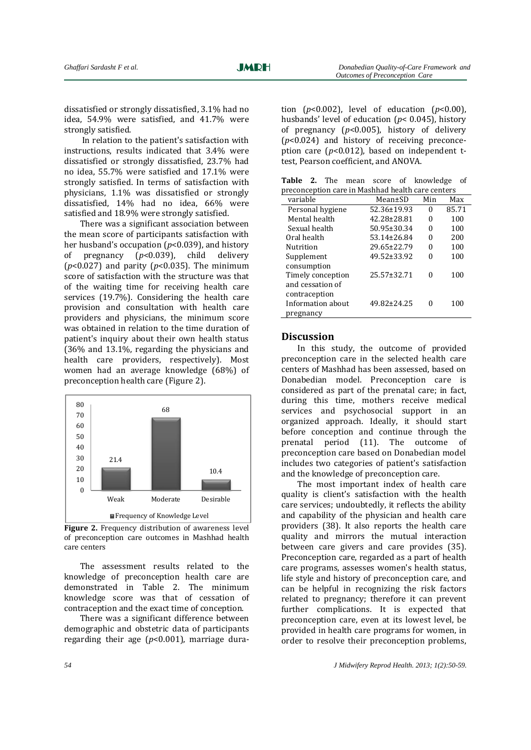dissatisfied or strongly dissatisfied, 3.1% had no idea, 54.9% were satisfied, and 41.7% were strongly satisfied.

In relation to the patient's satisfaction with instructions, results indicated that 3.4% were dissatisfied or strongly dissatisfied, 23.7% had no idea, 55.7% were satisfied and 17.1% were strongly satisfied. In terms of satisfaction with physicians, 1.1% was dissatisfied or strongly dissatisfied, 14% had no idea, 66% were satisfied and 18.9% were strongly satisfied.

There was a significant association between the mean score of participants satisfaction with her husband's occupation ($p$<0.039), and history of pregnancy ($p$<0.039), child delivery ($p$<0.027) and parity ($p$<0.035). The minimum score of satisfaction with the structure was that of the waiting time for receiving health care services (19.7%). Considering the health care provision and consultation with health care providers and physicians, the minimum score was obtained in relation to the time duration of patient's inquiry about their own health status (36% and 13.1%, regarding the physicians and health care providers, respectively). Most women had an average knowledge (68%) of preconception health care (Figure 2).

| | Frequency of Knowledge Level |
|---|---|
| Weak | 21.4 |
| Moderate | 68 |
| Desirable | 10.4 |

**Figure 2.** Frequency distribution of awareness level of preconception care outcomes in Mashhad health care centers

The assessment results related to the knowledge of preconception health care are demonstrated in Table 2. The minimum knowledge score was that of cessation of contraception and the exact time of conception.

There was a significant difference between demographic and obstetric data of participants regarding their age ($p$<0.001), marriage duration ($p$<0.002), level of education ($p$<0.00), husbands' level of education ($p$< 0.045), history of pregnancy ($p$<0.005), history of delivery ($p$<0.024) and history of receiving preconception care ($p$<0.012), based on independent t-test, Pearson coefficient, and ANOVA.

**Table 2.** The mean score of knowledge of preconception care in Mashhad health care centers

| variable | Mean±SD | Min | Max |
|---|---|---|---|
| Personal hygiene | 52.36±19.93 | 0 | 85.71 |
| Mental health | 42.28±28.81 | 0 | 100 |
| Sexual health | 50.95±30.34 | 0 | 100 |
| Oral health | 53.14±26.84 | 0 | 200 |
| Nutrition | 29.65±22.79 | 0 | 100 |
| Supplement consumption | 49.52±33.92 | 0 | 100 |
| Timely conception and cessation of contraception | 25.57±32.71 | 0 | 100 |
| Information about pregnancy | 49.82±24.25 | 0 | 100 |

## Discussion

In this study, the outcome of provided preconception care in the selected health care centers of Mashhad has been assessed, based on Donabedian model. Preconception care is considered as part of the prenatal care; in fact, during this time, mothers receive medical services and psychosocial support in an organized approach. Ideally, it should start before conception and continue through the prenatal period (11). The outcome of preconception care based on Donabedian model includes two categories of patient's satisfaction and the knowledge of preconception care.

The most important index of health care quality is client's satisfaction with the health care services; undoubtedly, it reflects the ability and capability of the physician and health care providers (38). It also reports the health care quality and mirrors the mutual interaction between care givers and care provides (35). Preconception care, regarded as a part of health care programs, assesses women's health status, life style and history of preconception care, and can be helpful in recognizing the risk factors related to pregnancy; therefore it can prevent further complications. It is expected that preconception care, even at its lowest level, be provided in health care programs for women, in order to resolve their preconception problems,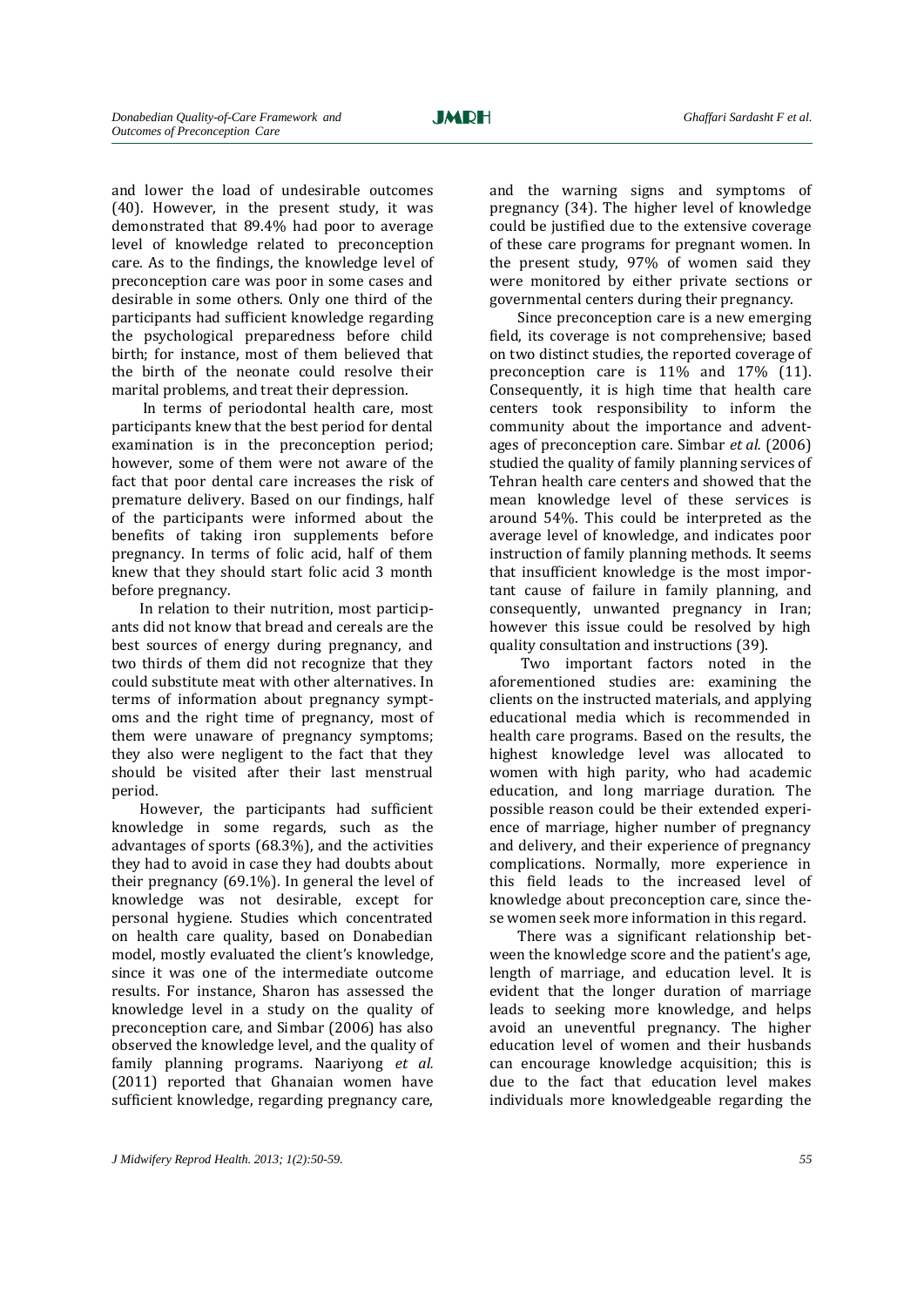and lower the load of undesirable outcomes (40). However, in the present study, it was demonstrated that 89.4% had poor to average level of knowledge related to preconception care. As to the findings, the knowledge level of preconception care was poor in some cases and desirable in some others. Only one third of the participants had sufficient knowledge regarding the psychological preparedness before child birth; for instance, most of them believed that the birth of the neonate could resolve their marital problems, and treat their depression.

In terms of periodontal health care, most participants knew that the best period for dental examination is in the preconception period; however, some of them were not aware of the fact that poor dental care increases the risk of premature delivery. Based on our findings, half of the participants were informed about the benefits of taking iron supplements before pregnancy. In terms of folic acid, half of them knew that they should start folic acid 3 month before pregnancy.

In relation to their nutrition, most participants did not know that bread and cereals are the best sources of energy during pregnancy, and two thirds of them did not recognize that they could substitute meat with other alternatives. In terms of information about pregnancy symptoms and the right time of pregnancy, most of them were unaware of pregnancy symptoms; they also were negligent to the fact that they should be visited after their last menstrual period.

However, the participants had sufficient knowledge in some regards, such as the advantages of sports (68.3%), and the activities they had to avoid in case they had doubts about their pregnancy (69.1%). In general the level of knowledge was not desirable, except for personal hygiene. Studies which concentrated on health care quality, based on Donabedian model, mostly evaluated the client's knowledge, since it was one of the intermediate outcome results. For instance, Sharon has assessed the knowledge level in a study on the quality of preconception care, and Simbar (2006) has also observed the knowledge level, and the quality of family planning programs. Naariyong *et al.* (2011) reported that Ghanaian women have sufficient knowledge, regarding pregnancy care, and the warning signs and symptoms of pregnancy (34). The higher level of knowledge could be justified due to the extensive coverage of these care programs for pregnant women. In the present study, 97% of women said they were monitored by either private sections or governmental centers during their pregnancy.

Since preconception care is a new emerging field, its coverage is not comprehensive; based on two distinct studies, the reported coverage of preconception care is 11% and 17% (11). Consequently, it is high time that health care centers took responsibility to inform the community about the importance and advantages of preconception care. Simbar *et al.* (2006) studied the quality of family planning services of Tehran health care centers and showed that the mean knowledge level of these services is around 54%. This could be interpreted as the average level of knowledge, and indicates poor instruction of family planning methods. It seems that insufficient knowledge is the most important cause of failure in family planning, and consequently, unwanted pregnancy in Iran; however this issue could be resolved by high quality consultation and instructions (39).

Two important factors noted in the aforementioned studies are: examining the clients on the instructed materials, and applying educational media which is recommended in health care programs. Based on the results, the highest knowledge level was allocated to women with high parity, who had academic education, and long marriage duration. The possible reason could be their extended experience of marriage, higher number of pregnancy and delivery, and their experience of pregnancy complications. Normally, more experience in this field leads to the increased level of knowledge about preconception care, since these women seek more information in this regard.

There was a significant relationship between the knowledge score and the patient's age, length of marriage, and education level. It is evident that the longer duration of marriage leads to seeking more knowledge, and helps avoid an uneventful pregnancy. The higher education level of women and their husbands can encourage knowledge acquisition; this is due to the fact that education level makes individuals more knowledgeable regarding the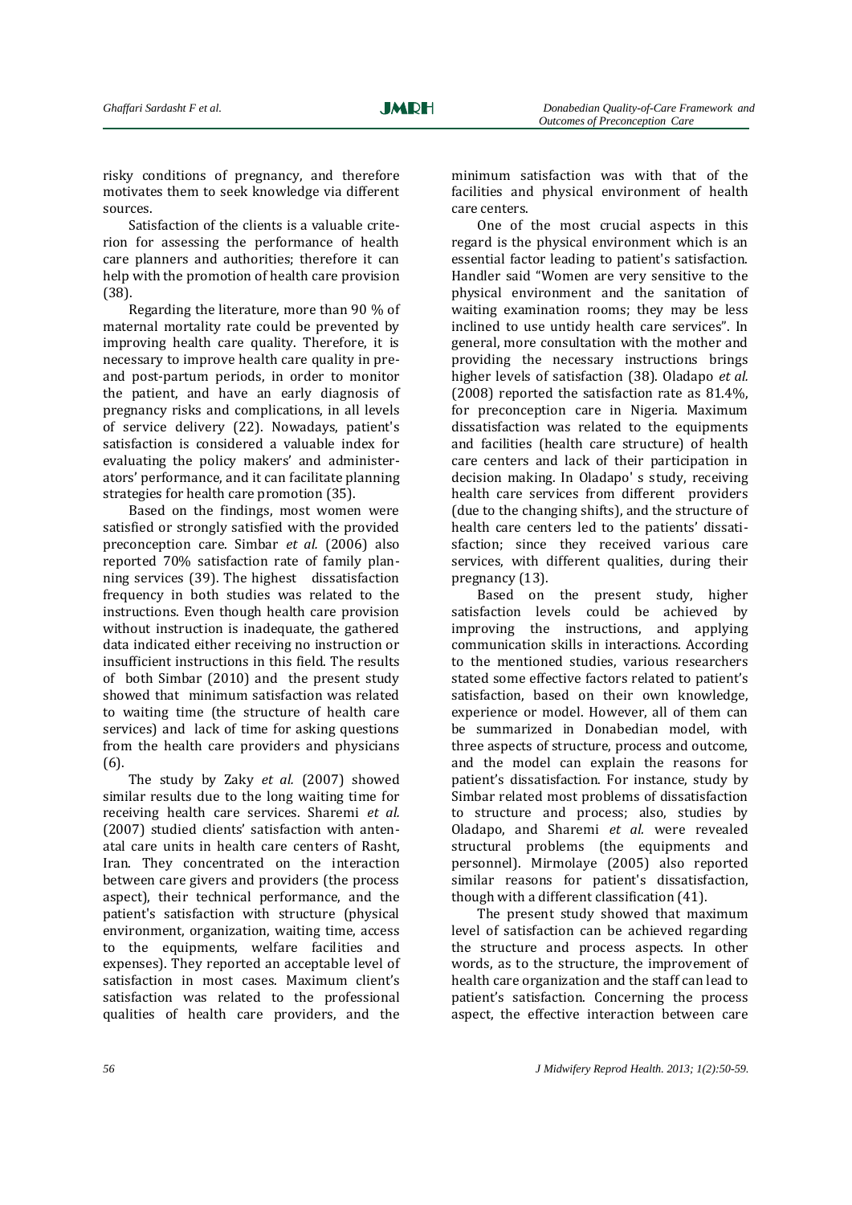risky conditions of pregnancy, and therefore motivates them to seek knowledge via different sources.

Satisfaction of the clients is a valuable criterion for assessing the performance of health care planners and authorities; therefore it can help with the promotion of health care provision (38).

Regarding the literature, more than 90 % of maternal mortality rate could be prevented by improving health care quality. Therefore, it is necessary to improve health care quality in pre- and post-partum periods, in order to monitor the patient, and have an early diagnosis of pregnancy risks and complications, in all levels of service delivery (22). Nowadays, patient's satisfaction is considered a valuable index for evaluating the policy makers' and administerators' performance, and it can facilitate planning strategies for health care promotion (35).

Based on the findings, most women were satisfied or strongly satisfied with the provided preconception care. Simbar *et al.* (2006) also reported 70% satisfaction rate of family planning services (39). The highest dissatisfaction frequency in both studies was related to the instructions. Even though health care provision without instruction is inadequate, the gathered data indicated either receiving no instruction or insufficient instructions in this field. The results of both Simbar (2010) and the present study showed that minimum satisfaction was related to waiting time (the structure of health care services) and lack of time for asking questions from the health care providers and physicians (6).

The study by Zaky *et al.* (2007) showed similar results due to the long waiting time for receiving health care services. Sharemi *et al.* (2007) studied clients' satisfaction with antenatal care units in health care centers of Rasht, Iran. They concentrated on the interaction between care givers and providers (the process aspect), their technical performance, and the patient's satisfaction with structure (physical environment, organization, waiting time, access to the equipments, welfare facilities and expenses). They reported an acceptable level of satisfaction in most cases. Maximum client's satisfaction was related to the professional qualities of health care providers, and the minimum satisfaction was with that of the facilities and physical environment of health care centers.

One of the most crucial aspects in this regard is the physical environment which is an essential factor leading to patient's satisfaction. Handler said "Women are very sensitive to the physical environment and the sanitation of waiting examination rooms; they may be less inclined to use untidy health care services". In general, more consultation with the mother and providing the necessary instructions brings higher levels of satisfaction (38). Oladapo *et al.* (2008) reported the satisfaction rate as 81.4%, for preconception care in Nigeria. Maximum dissatisfaction was related to the equipments and facilities (health care structure) of health care centers and lack of their participation in decision making. In Oladapo' s study, receiving health care services from different providers (due to the changing shifts), and the structure of health care centers led to the patients' dissatisfaction; since they received various care services, with different qualities, during their pregnancy (13).

Based on the present study, higher satisfaction levels could be achieved by improving the instructions, and applying communication skills in interactions. According to the mentioned studies, various researchers stated some effective factors related to patient's satisfaction, based on their own knowledge, experience or model. However, all of them can be summarized in Donabedian model, with three aspects of structure, process and outcome, and the model can explain the reasons for patient's dissatisfaction. For instance, study by Simbar related most problems of dissatisfaction to structure and process; also, studies by Oladapo, and Sharemi *et al.* were revealed structural problems (the equipments and personnel). Mirmolaye (2005) also reported similar reasons for patient's dissatisfaction, though with a different classification (41).

The present study showed that maximum level of satisfaction can be achieved regarding the structure and process aspects. In other words, as to the structure, the improvement of health care organization and the staff can lead to patient's satisfaction. Concerning the process aspect, the effective interaction between care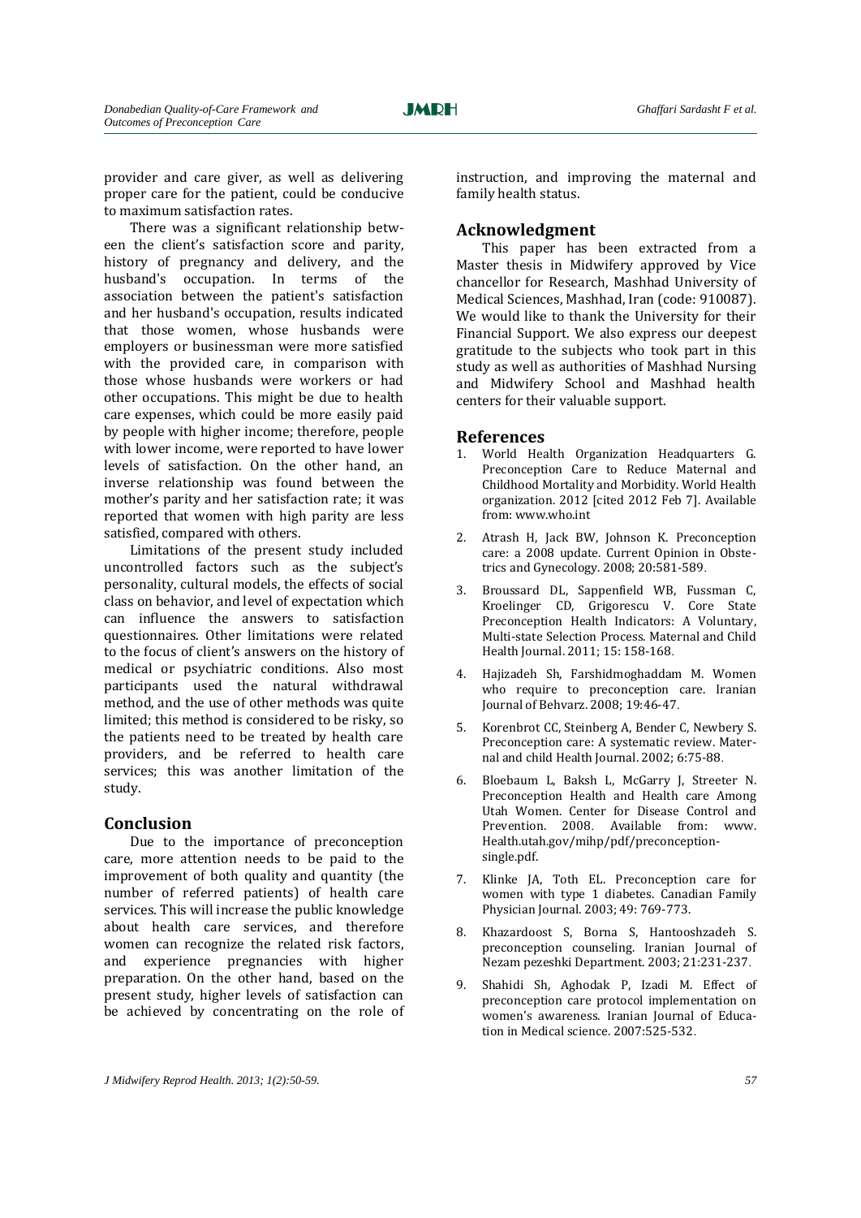provider and care giver, as well as delivering proper care for the patient, could be conducive to maximum satisfaction rates.

There was a significant relationship between the client's satisfaction score and parity, history of pregnancy and delivery, and the husband's occupation. In terms of the association between the patient's satisfaction and her husband's occupation, results indicated that those women, whose husbands were employers or businessman were more satisfied with the provided care, in comparison with those whose husbands were workers or had other occupations. This might be due to health care expenses, which could be more easily paid by people with higher income; therefore, people with lower income, were reported to have lower levels of satisfaction. On the other hand, an inverse relationship was found between the mother's parity and her satisfaction rate; it was reported that women with high parity are less satisfied, compared with others.

Limitations of the present study included uncontrolled factors such as the subject's personality, cultural models, the effects of social class on behavior, and level of expectation which can influence the answers to satisfaction questionnaires. Other limitations were related to the focus of client's answers on the history of medical or psychiatric conditions. Also most participants used the natural withdrawal method, and the use of other methods was quite limited; this method is considered to be risky, so the patients need to be treated by health care providers, and be referred to health care services; this was another limitation of the study.

## Conclusion

Due to the importance of preconception care, more attention needs to be paid to the improvement of both quality and quantity (the number of referred patients) of health care services. This will increase the public knowledge about health care services, and therefore women can recognize the related risk factors, and experience pregnancies with higher preparation. On the other hand, based on the present study, higher levels of satisfaction can be achieved by concentrating on the role of instruction, and improving the maternal and family health status.

## Acknowledgment

This paper has been extracted from a Master thesis in Midwifery approved by Vice chancellor for Research, Mashhad University of Medical Sciences, Mashhad, Iran (code: 910087). We would like to thank the University for their Financial Support. We also express our deepest gratitude to the subjects who took part in this study as well as authorities of Mashhad Nursing and Midwifery School and Mashhad health centers for their valuable support.

## References

1. World Health Organization Headquarters G. Preconception Care to Reduce Maternal and Childhood Mortality and Morbidity. World Health organization. 2012 [cited 2012 Feb 7]. Available from: www.who.int
2. Atrash H, Jack BW, Johnson K. Preconception care: a 2008 update. Current Opinion in Obstetrics and Gynecology. 2008; 20:581-589.
3. Broussard DL, Sappenfield WB, Fussman C, Kroelinger CD, Grigorescu V. Core State Preconception Health Indicators: A Voluntary, Multi-state Selection Process. Maternal and Child Health Journal. 2011; 15: 158-168.
4. Hajizadeh Sh, Farshidmoghaddam M. Women who require to preconception care. Iranian Journal of Behvarz. 2008; 19:46-47.
5. Korenbrot CC, Steinberg A, Bender C, Newbery S. Preconception care: A systematic review. Maternal and child Health Journal. 2002; 6:75-88.
6. Bloebaum L, Baksh L, McGarry J, Streeter N. Preconception Health and Health care Among Utah Women. Center for Disease Control and Prevention. 2008. Available from: www. Health.utah.gov/mihp/pdf/preconception-single.pdf.
7. Klinke JA, Toth EL. Preconception care for women with type 1 diabetes. Canadian Family Physician Journal. 2003; 49: 769-773.
8. Khazardoost S, Borna S, Hantooshzadeh S. preconception counseling. Iranian Journal of Nezam pezeshki Department. 2003; 21:231-237.
9. Shahidi Sh, Aghodak P, Izadi M. Effect of preconception care protocol implementation on women's awareness. Iranian Journal of Education in Medical science. 2007:525-532.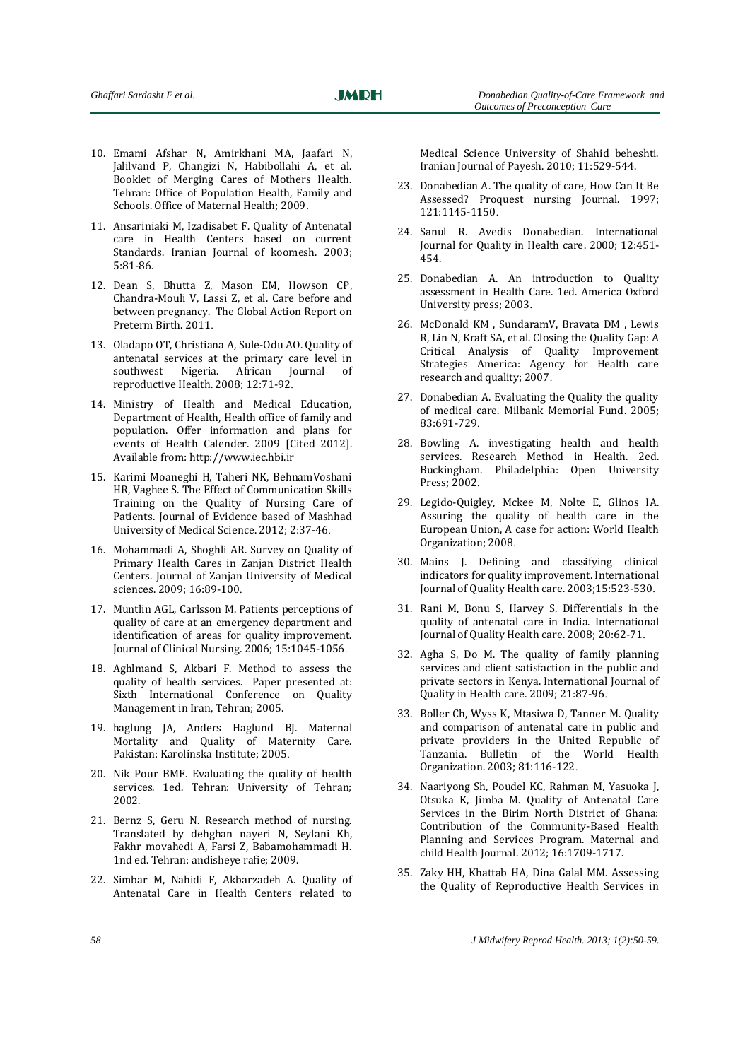10. Emami Afshar N, Amirkhani MA, Jaafari N, Jalilvand P, Changizi N, Habibollahi A, et al. Booklet of Merging Cares of Mothers Health. Tehran: Office of Population Health, Family and Schools. Office of Maternal Health; 2009.

11. Ansariniaki M, Izadisabet F. Quality of Antenatal care in Health Centers based on current Standards. Iranian Journal of koomesh. 2003; 5:81-86.

12. Dean S, Bhutta Z, Mason EM, Howson CP, Chandra-Mouli V, Lassi Z, et al. Care before and between pregnancy. The Global Action Report on Preterm Birth. 2011.

13. Oladapo OT, Christiana A, Sule-Odu AO. Quality of antenatal services at the primary care level in southwest Nigeria. African Journal of reproductive Health. 2008; 12:71-92.

14. Ministry of Health and Medical Education, Department of Health, Health office of family and population. Offer information and plans for events of Health Calender. 2009 [Cited 2012]. Available from: http://www.iec.hbi.ir

15. Karimi Moaneghi H, Taheri NK, BehnamVoshani HR, Vaghee S. The Effect of Communication Skills Training on the Quality of Nursing Care of Patients. Journal of Evidence based of Mashhad University of Medical Science. 2012; 2:37-46.

16. Mohammadi A, Shoghli AR. Survey on Quality of Primary Health Cares in Zanjan District Health Centers. Journal of Zanjan University of Medical sciences. 2009; 16:89-100.

17. Muntlin AGL, Carlsson M. Patients perceptions of quality of care at an emergency department and identification of areas for quality improvement. Journal of Clinical Nursing. 2006; 15:1045-1056.

18. Aghlmand S, Akbari F. Method to assess the quality of health services. Paper presented at: Sixth International Conference on Quality Management in Iran, Tehran; 2005.

19. haglung JA, Anders Haglund BJ. Maternal Mortality and Quality of Maternity Care. Pakistan: Karolinska Institute; 2005.

20. Nik Pour BMF. Evaluating the quality of health services. 1ed. Tehran: University of Tehran; 2002.

21. Bernz S, Geru N. Research method of nursing. Translated by dehghan nayeri N, Seylani Kh, Fakhr movahedi A, Farsi Z, Babamohammadi H. 1nd ed. Tehran: andisheye rafie; 2009.

22. Simbar M, Nahidi F, Akbarzadeh A. Quality of Antenatal Care in Health Centers related to Medical Science University of Shahid beheshti. Iranian Journal of Payesh. 2010; 11:529-544.

23. Donabedian A. The quality of care, How Can It Be Assessed? Proquest nursing Journal. 1997; 121:1145-1150.

24. Sanul R. Avedis Donabedian. International Journal for Quality in Health care. 2000; 12:451-454.

25. Donabedian A. An introduction to Quality assessment in Health Care. 1ed. America Oxford University press; 2003.

26. McDonald KM , SundaramV, Bravata DM , Lewis R, Lin N, Kraft SA, et al. Closing the Quality Gap: A Critical Analysis of Quality Improvement Strategies America: Agency for Health care research and quality; 2007.

27. Donabedian A. Evaluating the Quality the quality of medical care. Milbank Memorial Fund. 2005; 83:691-729.

28. Bowling A. investigating health and health services. Research Method in Health. 2ed. Buckingham. Philadelphia: Open University Press; 2002.

29. Legido-Quigley, Mckee M, Nolte E, Glinos IA. Assuring the quality of health care in the European Union, A case for action: World Health Organization; 2008.

30. Mains J. Defining and classifying clinical indicators for quality improvement. International Journal of Quality Health care. 2003;15:523-530.

31. Rani M, Bonu S, Harvey S. Differentials in the quality of antenatal care in India. International Journal of Quality Health care. 2008; 20:62-71.

32. Agha S, Do M. The quality of family planning services and client satisfaction in the public and private sectors in Kenya. International Journal of Quality in Health care. 2009; 21:87-96.

33. Boller Ch, Wyss K, Mtasiwa D, Tanner M. Quality and comparison of antenatal care in public and private providers in the United Republic of Tanzania. Bulletin of the World Health Organization. 2003; 81:116-122.

34. Naariyong Sh, Poudel KC, Rahman M, Yasuoka J, Otsuka K, Jimba M. Quality of Antenatal Care Services in the Birim North District of Ghana: Contribution of the Community-Based Health Planning and Services Program. Maternal and child Health Journal. 2012; 16:1709-1717.

35. Zaky HH, Khattab HA, Dina Galal MM. Assessing the Quality of Reproductive Health Services in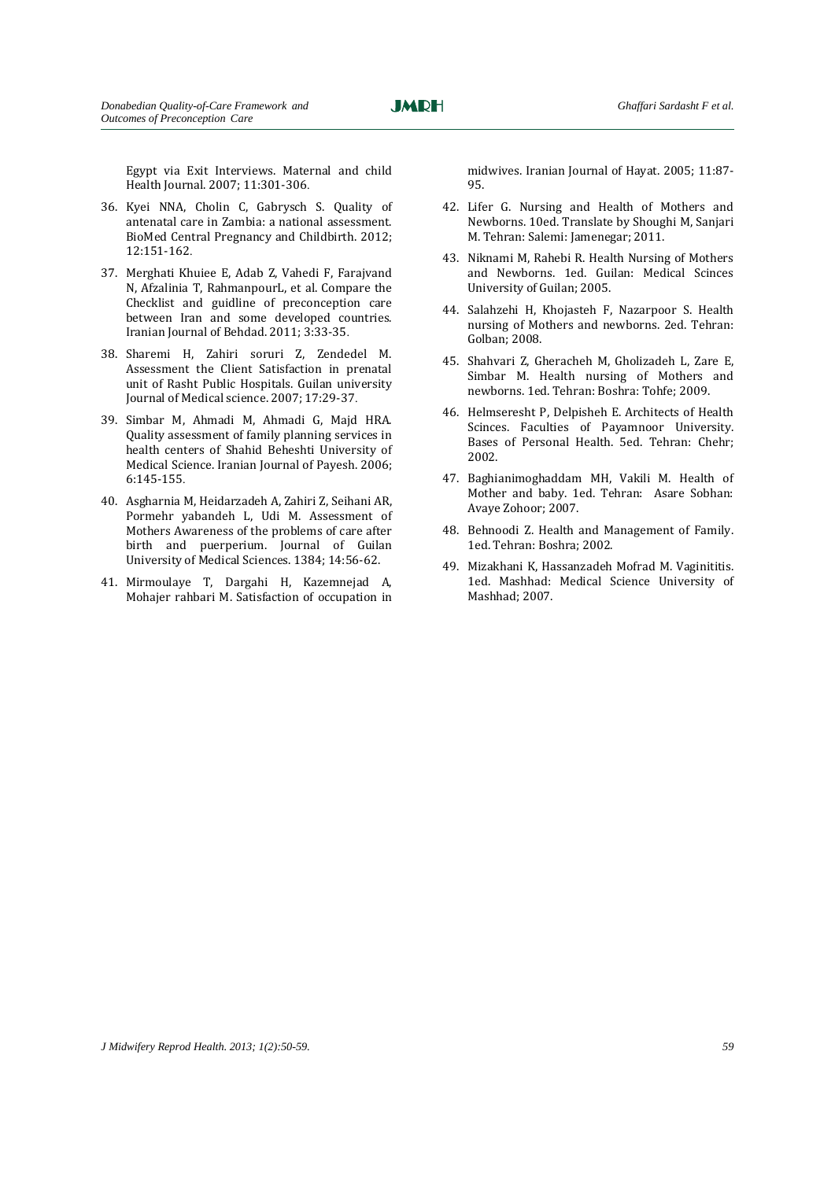Egypt via Exit Interviews. Maternal and child Health Journal. 2007; 11:301-306.

36. Kyei NNA, Cholin C, Gabrysch S. Quality of antenatal care in Zambia: a national assessment. BioMed Central Pregnancy and Childbirth. 2012; 12:151-162.

37. Merghati Khuiee E, Adab Z, Vahedi F, Farajvand N, Afzalinia T, RahmanpourL, et al. Compare the Checklist and guidline of preconception care between Iran and some developed countries. Iranian Journal of Behdad. 2011; 3:33-35.

38. Sharemi H, Zahiri soruri Z, Zendedel M. Assessment the Client Satisfaction in prenatal unit of Rasht Public Hospitals. Guilan university Journal of Medical science. 2007; 17:29-37.

39. Simbar M, Ahmadi M, Ahmadi G, Majd HRA. Quality assessment of family planning services in health centers of Shahid Beheshti University of Medical Science. Iranian Journal of Payesh. 2006; 6:145-155.

40. Asgharnia M, Heidarzadeh A, Zahiri Z, Seihani AR, Pormehr yabandeh L, Udi M. Assessment of Mothers Awareness of the problems of care after birth and puerperium. Journal of Guilan University of Medical Sciences. 1384; 14:56-62.

41. Mirmoulaye T, Dargahi H, Kazemnejad A, Mohajer rahbari M. Satisfaction of occupation in midwives. Iranian Journal of Hayat. 2005; 11:87-95.

42. Lifer G. Nursing and Health of Mothers and Newborns. 10ed. Translate by Shoughi M, Sanjari M. Tehran: Salemi: Jamenegar; 2011.

43. Niknami M, Rahebi R. Health Nursing of Mothers and Newborns. 1ed. Guilan: Medical Scinces University of Guilan; 2005.

44. Salahzehi H, Khojasteh F, Nazarpoor S. Health nursing of Mothers and newborns. 2ed. Tehran: Golban; 2008.

45. Shahvari Z, Gheracheh M, Gholizadeh L, Zare E, Simbar M. Health nursing of Mothers and newborns. 1ed. Tehran: Boshra: Tohfe; 2009.

46. Helmseresht P, Delpisheh E. Architects of Health Scinces. Faculties of Payamnoor University. Bases of Personal Health. 5ed. Tehran: Chehr; 2002.

47. Baghianimoghaddam MH, Vakili M. Health of Mother and baby. 1ed. Tehran: Asare Sobhan: Avaye Zohoor; 2007.

48. Behnoodi Z. Health and Management of Family. 1ed. Tehran: Boshra; 2002.

49. Mizakhani K, Hassanzadeh Mofrad M. Vaginititis. 1ed. Mashhad: Medical Science University of Mashhad; 2007.